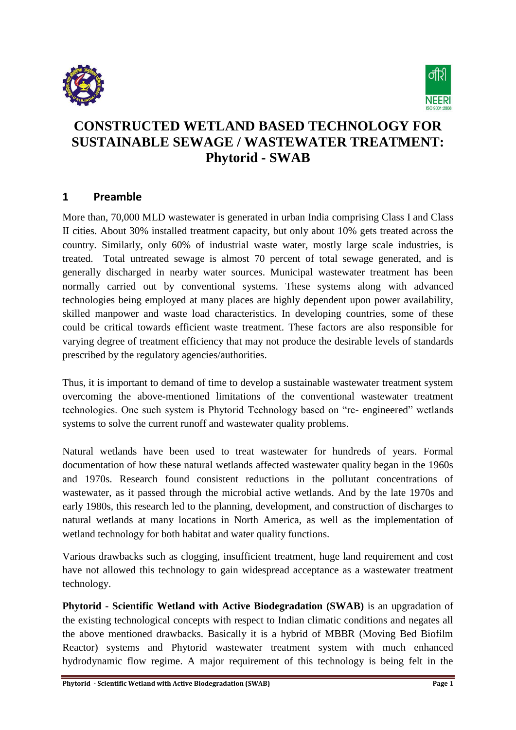# CONSTRUCTED WETLAND BASED TECHNOLOGY FOR SUSTAINABLE SEWAGE / WASTEWATER TREATMENT: Phytorid - SWAB

## 1 Preamble

More than, 70,000 MLD wastewater is generated in urban India comprising Class I and Class II cities. About 30% installed treatment capacity, but only about 10% gets treated across the country. Similarly, only 60% of industrial waste water, mostly large scale industries, is treated. Total untreated sewage is almost 70 percent of total sewage generated, and is generally discharged in nearby water sources. Municipal wastewater treatment has been normally carried out by conventional systems. These systems along with advanced technologies being employed at many places are highly dependent upon power availability, skilled manpower and waste load characteristics. In developing countries, some of these could be critical towards efficient waste treatment. These factors are also responsible for varying degree of treatment efficiency that may not produce the desirable levels of standards prescribed by the regulatory agencies/authorities.

Thus, it is important to demand of time to develop a sustainable wastewater treatment system overcoming the above-mentioned limitations of the conventional wastewater treatment technologies. One such system is Phytorid Technology based on "re- engineered" wetlands systems to solve the current runoff and wastewater quality problems.

Natural wetlands have been used to treat wastewater for hundreds of years. Formal documentation of how these natural wetlands affected wastewater quality began in the 1960s and 1970s. Research found consistent reductions in the pollutant concentrations of wastewater, as it passed through the microbial active wetlands. And by the late 1970s and early 1980s, this research led to the planning, development, and construction of discharges to natural wetlands at many locations in North America, as well as the implementation of wetland technology for both habitat and water quality functions.

Various drawbacks such as clogging, insufficient treatment, huge land requirement and cost have not allowed this technology to gain widespread acceptance as a wastewater treatment technology.

**Phytorid - Scientific Wetland with Active Biodegradation (SWAB)** is an upgradation of the existing technological concepts with respect to Indian climatic conditions and negates all the above mentioned drawbacks. Basically it is a hybrid of MBBR (Moving Bed Biofilm Reactor) systems and Phytorid wastewater treatment system with much enhanced hydrodynamic flow regime. A major requirement of this technology is being felt in the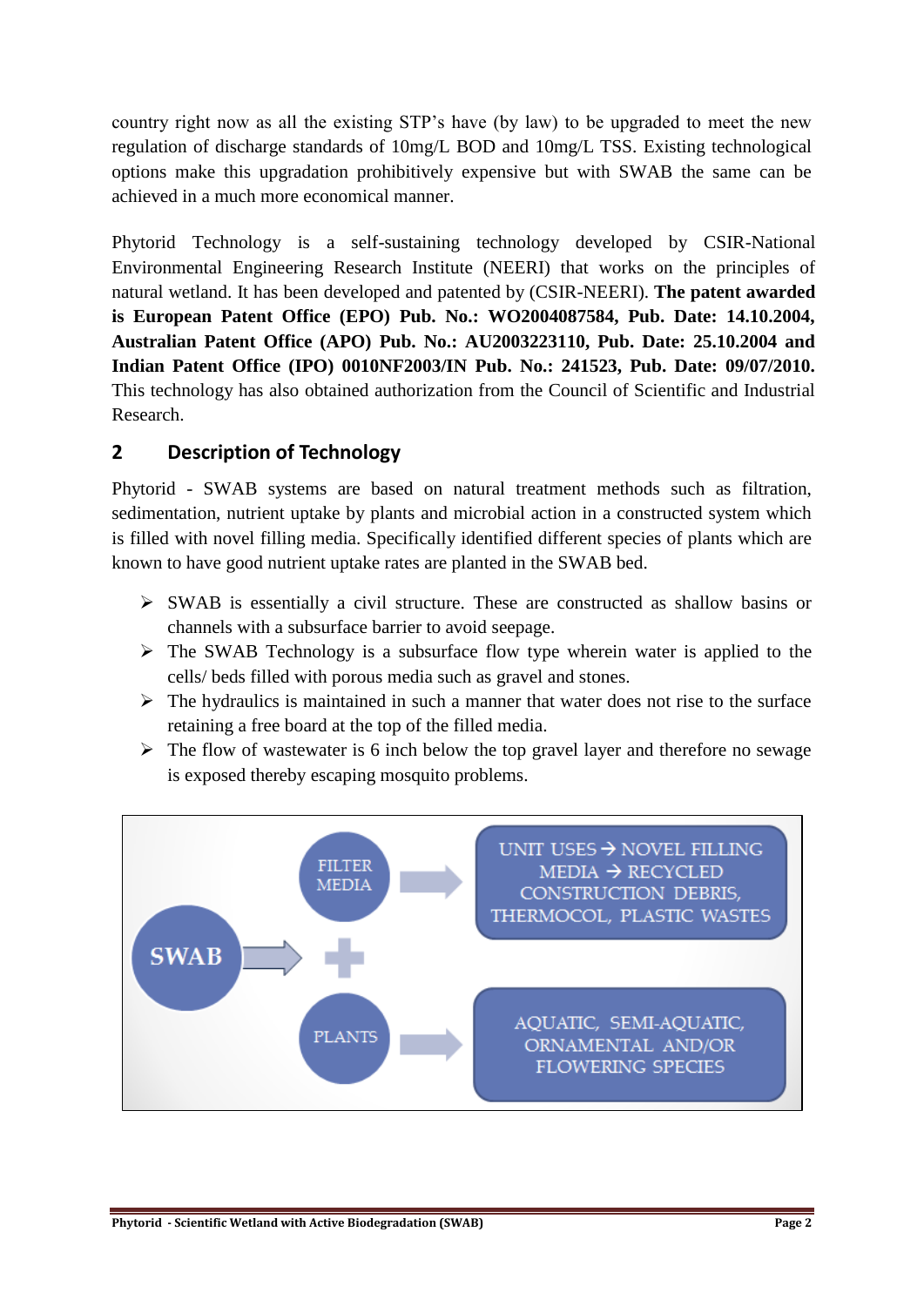country right now as all the existing STP's have (by law) to be upgraded to meet the new regulation of discharge standards of 10mg/L BOD and 10mg/L TSS. Existing technological options make this upgradation prohibitively expensive but with SWAB the same can be achieved in a much more economical manner.

Phytorid Technology is a self-sustaining technology developed by CSIR-National Environmental Engineering Research Institute (NEERI) that works on the principles of natural wetland. It has been developed and patented by (CSIR-NEERI). **The patent awarded is European Patent Office (EPO) Pub. No.: WO2004087584, Pub. Date: 14.10.2004, Australian Patent Office (APO) Pub. No.: AU2003223110, Pub. Date: 25.10.2004 and Indian Patent Office (IPO) 0010NF2003/IN Pub. No.: 241523, Pub. Date: 09/07/2010.** This technology has also obtained authorization from the Council of Scientific and Industrial Research.

## 2 Description of Technology

Phytorid - SWAB systems are based on natural treatment methods such as filtration, sedimentation, nutrient uptake by plants and microbial action in a constructed system which is filled with novel filling media. Specifically identified different species of plants which are known to have good nutrient uptake rates are planted in the SWAB bed.

- SWAB is essentially a civil structure. These are constructed as shallow basins or channels with a subsurface barrier to avoid seepage.
- The SWAB Technology is a subsurface flow type wherein water is applied to the cells/ beds filled with porous media such as gravel and stones.
- The hydraulics is maintained in such a manner that water does not rise to the surface retaining a free board at the top of the filled media.
- The flow of wastewater is 6 inch below the top gravel layer and therefore no sewage is exposed thereby escaping mosquito problems.

SWAB → FILTER MEDIA → UNIT USES → NOVEL FILLING MEDIA → RECYCLED CONSTRUCTION DEBRIS, THERMOCOL, PLASTIC WASTES

\+ PLANTS → AQUATIC, SEMI-AQUATIC, ORNAMENTAL AND/OR FLOWERING SPECIES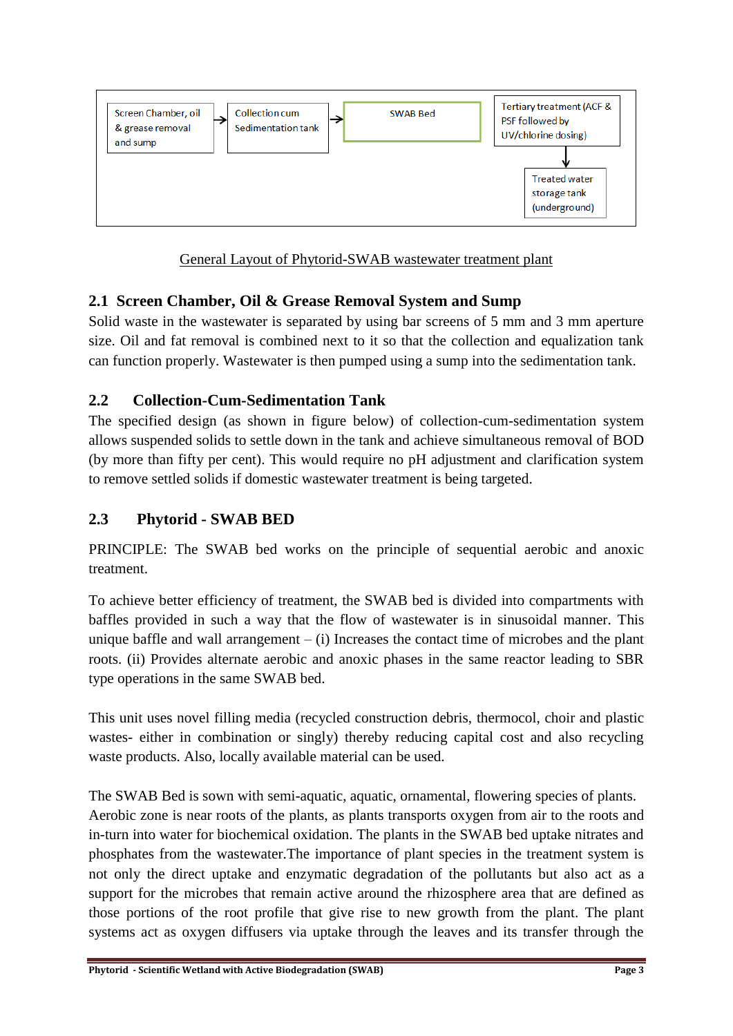Screen Chamber, oil & grease removal and sump → Collection cum Sedimentation tank → SWAB Bed → Tertiary treatment (ACF & PSF followed by UV/chlorine dosing) → Treated water storage tank (underground)

General Layout of Phytorid-SWAB wastewater treatment plant

### 2.1 Screen Chamber, Oil & Grease Removal System and Sump

Solid waste in the wastewater is separated by using bar screens of 5 mm and 3 mm aperture size. Oil and fat removal is combined next to it so that the collection and equalization tank can function properly. Wastewater is then pumped using a sump into the sedimentation tank.

### 2.2 Collection-Cum-Sedimentation Tank

The specified design (as shown in figure below) of collection-cum-sedimentation system allows suspended solids to settle down in the tank and achieve simultaneous removal of BOD (by more than fifty per cent). This would require no pH adjustment and clarification system to remove settled solids if domestic wastewater treatment is being targeted.

### 2.3 Phytorid - SWAB BED

PRINCIPLE: The SWAB bed works on the principle of sequential aerobic and anoxic treatment.

To achieve better efficiency of treatment, the SWAB bed is divided into compartments with baffles provided in such a way that the flow of wastewater is in sinusoidal manner. This unique baffle and wall arrangement – (i) Increases the contact time of microbes and the plant roots. (ii) Provides alternate aerobic and anoxic phases in the same reactor leading to SBR type operations in the same SWAB bed.

This unit uses novel filling media (recycled construction debris, thermocol, choir and plastic wastes- either in combination or singly) thereby reducing capital cost and also recycling waste products. Also, locally available material can be used.

The SWAB Bed is sown with semi-aquatic, aquatic, ornamental, flowering species of plants. Aerobic zone is near roots of the plants, as plants transports oxygen from air to the roots and in-turn into water for biochemical oxidation. The plants in the SWAB bed uptake nitrates and phosphates from the wastewater.The importance of plant species in the treatment system is not only the direct uptake and enzymatic degradation of the pollutants but also act as a support for the microbes that remain active around the rhizosphere area that are defined as those portions of the root profile that give rise to new growth from the plant. The plant systems act as oxygen diffusers via uptake through the leaves and its transfer through the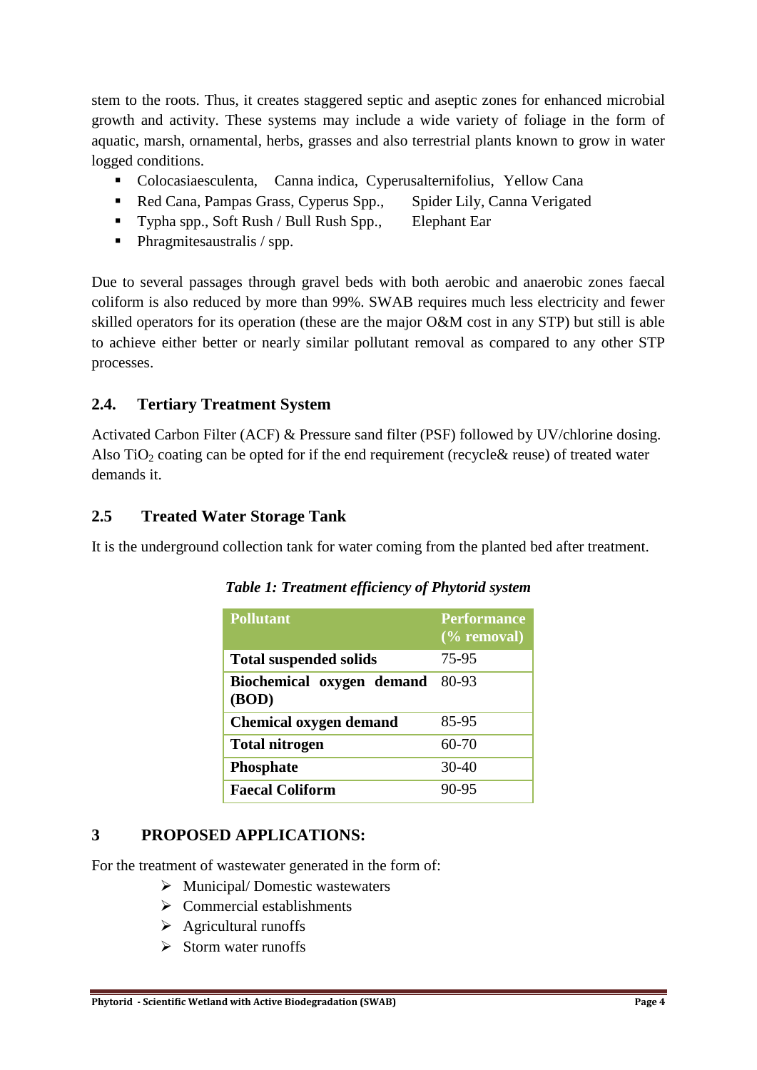stem to the roots. Thus, it creates staggered septic and aseptic zones for enhanced microbial growth and activity. These systems may include a wide variety of foliage in the form of aquatic, marsh, ornamental, herbs, grasses and also terrestrial plants known to grow in water logged conditions.

- Colocasiaesculenta, Canna indica, Cyperusalternifolius, Yellow Cana
- Red Cana, Pampas Grass, Cyperus Spp., Spider Lily, Canna Verigated
- Typha spp., Soft Rush / Bull Rush Spp., Elephant Ear
- Phragmitesaustralis / spp.

Due to several passages through gravel beds with both aerobic and anaerobic zones faecal coliform is also reduced by more than 99%. SWAB requires much less electricity and fewer skilled operators for its operation (these are the major O&M cost in any STP) but still is able to achieve either better or nearly similar pollutant removal as compared to any other STP processes.

## 2.4. Tertiary Treatment System

Activated Carbon Filter (ACF) & Pressure sand filter (PSF) followed by UV/chlorine dosing. Also $TiO_2$ coating can be opted for if the end requirement (recycle& reuse) of treated water demands it.

## 2.5 Treated Water Storage Tank

It is the underground collection tank for water coming from the planted bed after treatment.

***Table 1: Treatment efficiency of Phytorid system***

| Pollutant | Performance (% removal) |
|---|---|
| **Total suspended solids** | 75-95 |
| **Biochemical oxygen demand (BOD)** | 80-93 |
| **Chemical oxygen demand** | 85-95 |
| **Total nitrogen** | 60-70 |
| **Phosphate** | 30-40 |
| **Faecal Coliform** | 90-95 |

# 3 PROPOSED APPLICATIONS:

For the treatment of wastewater generated in the form of:

- Municipal/ Domestic wastewaters
- Commercial establishments
- Agricultural runoffs
- Storm water runoffs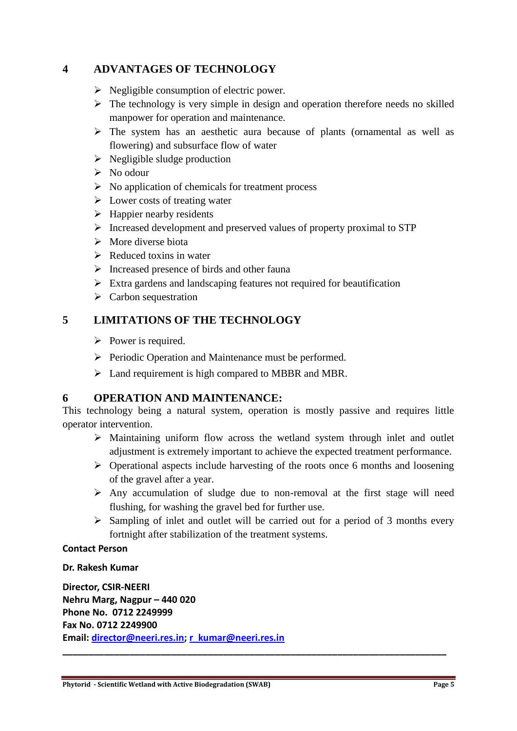## 4 ADVANTAGES OF TECHNOLOGY

- Negligible consumption of electric power.
- The technology is very simple in design and operation therefore needs no skilled manpower for operation and maintenance.
- The system has an aesthetic aura because of plants (ornamental as well as flowering) and subsurface flow of water
- Negligible sludge production
- No odour
- No application of chemicals for treatment process
- Lower costs of treating water
- Happier nearby residents
- Increased development and preserved values of property proximal to STP
- More diverse biota
- Reduced toxins in water
- Increased presence of birds and other fauna
- Extra gardens and landscaping features not required for beautification
- Carbon sequestration

## 5 LIMITATIONS OF THE TECHNOLOGY

- Power is required.
- Periodic Operation and Maintenance must be performed.
- Land requirement is high compared to MBBR and MBR.

## 6 OPERATION AND MAINTENANCE:

This technology being a natural system, operation is mostly passive and requires little operator intervention.

- Maintaining uniform flow across the wetland system through inlet and outlet adjustment is extremely important to achieve the expected treatment performance.
- Operational aspects include harvesting of the roots once 6 months and loosening of the gravel after a year.
- Any accumulation of sludge due to non-removal at the first stage will need flushing, for washing the gravel bed for further use.
- Sampling of inlet and outlet will be carried out for a period of 3 months every fortnight after stabilization of the treatment systems.

**Contact Person**

**Dr. Rakesh Kumar**

**Director, CSIR-NEERI**
**Nehru Marg, Nagpur – 440 020**
**Phone No. 0712 2249999**
**Fax No. 0712 2249900**
**Email: director@neeri.res.in; r_kumar@neeri.res.in**

---